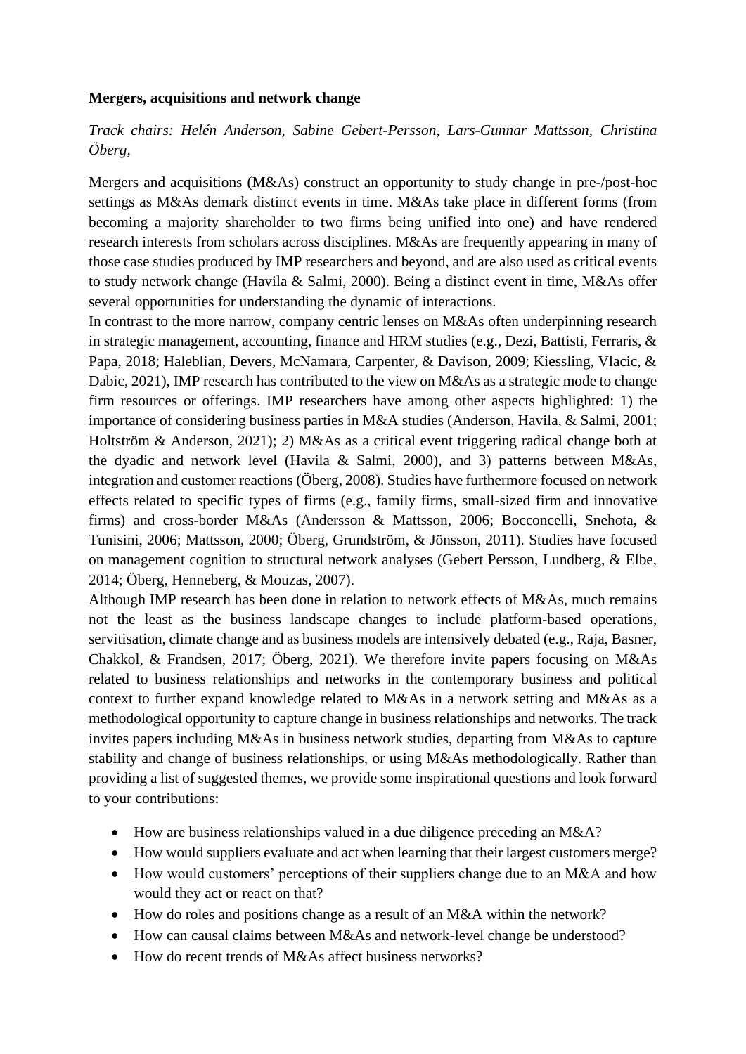**Mergers, acquisitions and network change**

*Track chairs: Helén Anderson, Sabine Gebert-Persson, Lars-Gunnar Mattsson, Christina Öberg,*

Mergers and acquisitions (M&As) construct an opportunity to study change in pre-/post-hoc settings as M&As demark distinct events in time. M&As take place in different forms (from becoming a majority shareholder to two firms being unified into one) and have rendered research interests from scholars across disciplines. M&As are frequently appearing in many of those case studies produced by IMP researchers and beyond, and are also used as critical events to study network change (Havila & Salmi, 2000). Being a distinct event in time, M&As offer several opportunities for understanding the dynamic of interactions.

In contrast to the more narrow, company centric lenses on M&As often underpinning research in strategic management, accounting, finance and HRM studies (e.g., Dezi, Battisti, Ferraris, & Papa, 2018; Haleblian, Devers, McNamara, Carpenter, & Davison, 2009; Kiessling, Vlacic, & Dabic, 2021), IMP research has contributed to the view on M&As as a strategic mode to change firm resources or offerings. IMP researchers have among other aspects highlighted: 1) the importance of considering business parties in M&A studies (Anderson, Havila, & Salmi, 2001; Holtström & Anderson, 2021); 2) M&As as a critical event triggering radical change both at the dyadic and network level (Havila & Salmi, 2000), and 3) patterns between M&As, integration and customer reactions (Öberg, 2008). Studies have furthermore focused on network effects related to specific types of firms (e.g., family firms, small-sized firm and innovative firms) and cross-border M&As (Andersson & Mattsson, 2006; Bocconcelli, Snehota, & Tunisini, 2006; Mattsson, 2000; Öberg, Grundström, & Jönsson, 2011). Studies have focused on management cognition to structural network analyses (Gebert Persson, Lundberg, & Elbe, 2014; Öberg, Henneberg, & Mouzas, 2007).

Although IMP research has been done in relation to network effects of M&As, much remains not the least as the business landscape changes to include platform-based operations, servitisation, climate change and as business models are intensively debated (e.g., Raja, Basner, Chakkol, & Frandsen, 2017; Öberg, 2021). We therefore invite papers focusing on M&As related to business relationships and networks in the contemporary business and political context to further expand knowledge related to M&As in a network setting and M&As as a methodological opportunity to capture change in business relationships and networks. The track invites papers including M&As in business network studies, departing from M&As to capture stability and change of business relationships, or using M&As methodologically. Rather than providing a list of suggested themes, we provide some inspirational questions and look forward to your contributions:

- How are business relationships valued in a due diligence preceding an M&A?
- How would suppliers evaluate and act when learning that their largest customers merge?
- How would customers' perceptions of their suppliers change due to an M&A and how would they act or react on that?
- How do roles and positions change as a result of an M&A within the network?
- How can causal claims between M&As and network-level change be understood?
- How do recent trends of M&As affect business networks?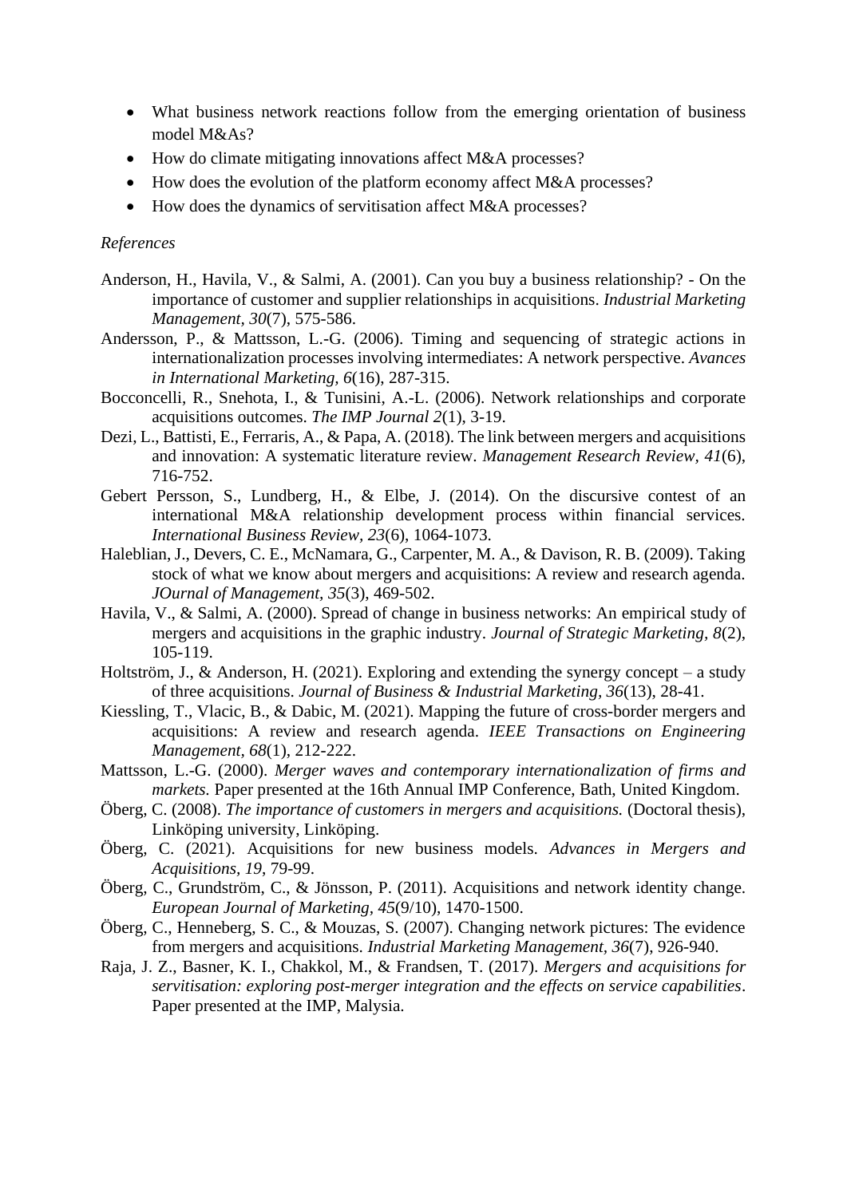- What business network reactions follow from the emerging orientation of business model M&As?
- How do climate mitigating innovations affect M&A processes?
- How does the evolution of the platform economy affect M&A processes?
- How does the dynamics of servitisation affect M&A processes?

*References*

Anderson, H., Havila, V., & Salmi, A. (2001). Can you buy a business relationship? - On the importance of customer and supplier relationships in acquisitions. *Industrial Marketing Management, 30*(7), 575-586.

Andersson, P., & Mattsson, L.-G. (2006). Timing and sequencing of strategic actions in internationalization processes involving intermediates: A network perspective. *Avances in International Marketing, 6*(16), 287-315.

Bocconcelli, R., Snehota, I., & Tunisini, A.-L. (2006). Network relationships and corporate acquisitions outcomes. *The IMP Journal 2*(1), 3-19.

Dezi, L., Battisti, E., Ferraris, A., & Papa, A. (2018). The link between mergers and acquisitions and innovation: A systematic literature review. *Management Research Review, 41*(6), 716-752.

Gebert Persson, S., Lundberg, H., & Elbe, J. (2014). On the discursive contest of an international M&A relationship development process within financial services. *International Business Review, 23*(6), 1064-1073.

Haleblian, J., Devers, C. E., McNamara, G., Carpenter, M. A., & Davison, R. B. (2009). Taking stock of what we know about mergers and acquisitions: A review and research agenda. *JOurnal of Management, 35*(3), 469-502.

Havila, V., & Salmi, A. (2000). Spread of change in business networks: An empirical study of mergers and acquisitions in the graphic industry. *Journal of Strategic Marketing, 8*(2), 105-119.

Holtström, J., & Anderson, H. (2021). Exploring and extending the synergy concept – a study of three acquisitions. *Journal of Business & Industrial Marketing, 36*(13), 28-41.

Kiessling, T., Vlacic, B., & Dabic, M. (2021). Mapping the future of cross-border mergers and acquisitions: A review and research agenda. *IEEE Transactions on Engineering Management, 68*(1), 212-222.

Mattsson, L.-G. (2000). *Merger waves and contemporary internationalization of firms and markets.* Paper presented at the 16th Annual IMP Conference, Bath, United Kingdom.

Öberg, C. (2008). *The importance of customers in mergers and acquisitions.* (Doctoral thesis), Linköping university, Linköping.

Öberg, C. (2021). Acquisitions for new business models. *Advances in Mergers and Acquisitions, 19*, 79-99.

Öberg, C., Grundström, C., & Jönsson, P. (2011). Acquisitions and network identity change. *European Journal of Marketing, 45*(9/10), 1470-1500.

Öberg, C., Henneberg, S. C., & Mouzas, S. (2007). Changing network pictures: The evidence from mergers and acquisitions. *Industrial Marketing Management, 36*(7), 926-940.

Raja, J. Z., Basner, K. I., Chakkol, M., & Frandsen, T. (2017). *Mergers and acquisitions for servitisation: exploring post-merger integration and the effects on service capabilities*. Paper presented at the IMP, Malysia.